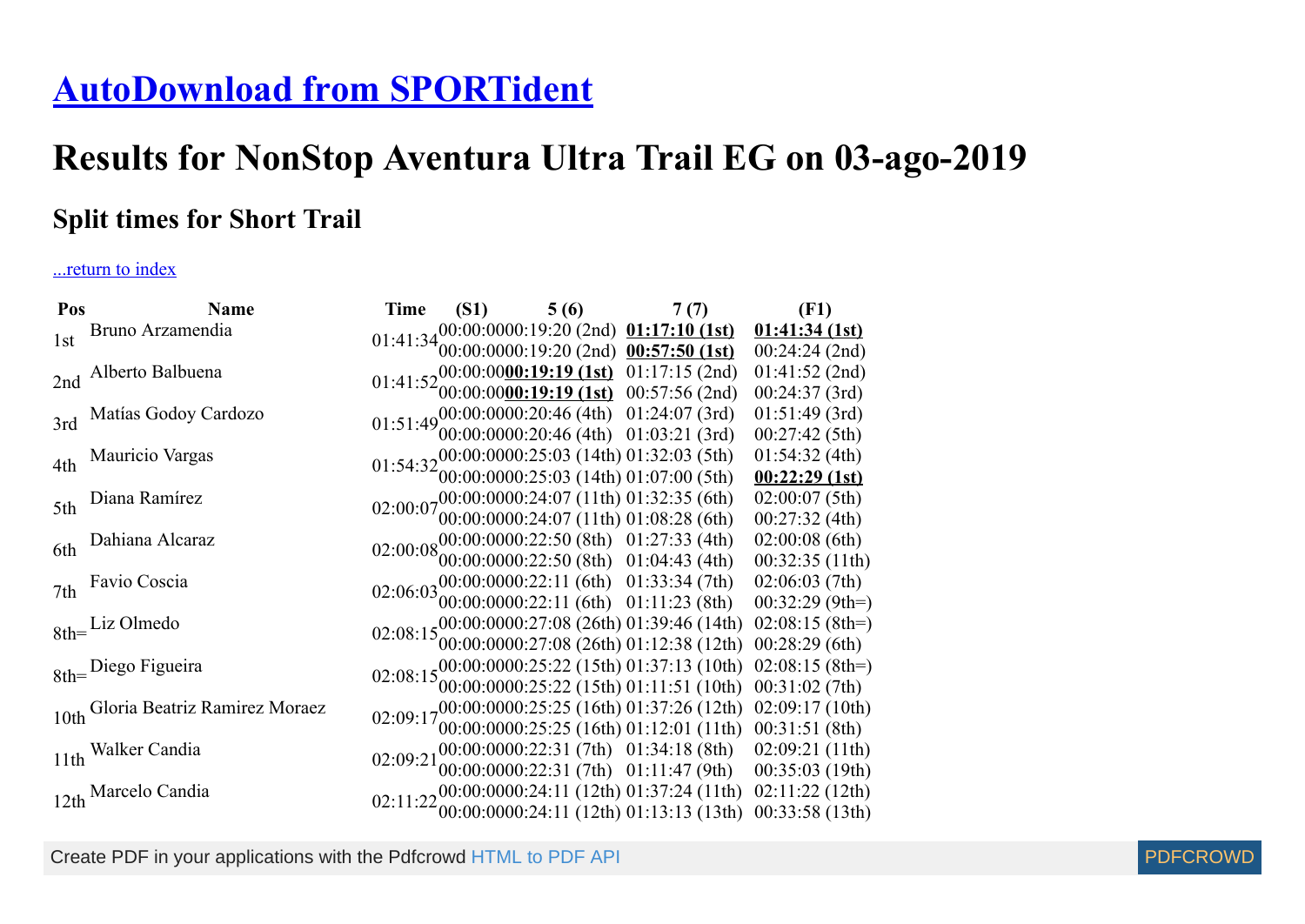# [AutoDownload from SPORTident]

# Results for NonStop Aventura Ultra Trail EG on 03-ago-2019

## Split times for Short Trail

...return to index

| Pos | Name | Time | (S1) | 5 (6) | 7 (7) | (F1) |
|---|---|---|---|---|---|---|
| 1st | Bruno Arzamendia | 01:41:34 | 00:00:00<br>00:00:00 | 00:19:20 (2nd)<br>00:19:20 (2nd) | **01:17:10 (1st)**<br>**00:57:50 (1st)** | **01:41:34 (1st)**<br>00:24:24 (2nd) |
| 2nd | Alberto Balbuena | 01:41:52 | 00:00:00<br>00:00:00 | **00:19:19 (1st)**<br>**00:19:19 (1st)** | 01:17:15 (2nd)<br>00:57:56 (2nd) | 01:41:52 (2nd)<br>00:24:37 (3rd) |
| 3rd | Matías Godoy Cardozo | 01:51:49 | 00:00:00<br>00:00:00 | 00:20:46 (4th)<br>00:20:46 (4th) | 01:24:07 (3rd)<br>01:03:21 (3rd) | 01:51:49 (3rd)<br>00:27:42 (5th) |
| 4th | Mauricio Vargas | 01:54:32 | 00:00:00<br>00:00:00 | 00:25:03 (14th)<br>00:25:03 (14th) | 01:32:03 (5th)<br>01:07:00 (5th) | 01:54:32 (4th)<br>**00:22:29 (1st)** |
| 5th | Diana Ramírez | 02:00:07 | 00:00:00<br>00:00:00 | 00:24:07 (11th)<br>00:24:07 (11th) | 01:32:35 (6th)<br>01:08:28 (6th) | 02:00:07 (5th)<br>00:27:32 (4th) |
| 6th | Dahiana Alcaraz | 02:00:08 | 00:00:00<br>00:00:00 | 00:22:50 (8th)<br>00:22:50 (8th) | 01:27:33 (4th)<br>01:04:43 (4th) | 02:00:08 (6th)<br>00:32:35 (11th) |
| 7th | Favio Coscia | 02:06:03 | 00:00:00<br>00:00:00 | 00:22:11 (6th)<br>00:22:11 (6th) | 01:33:34 (7th)<br>01:11:23 (8th) | 02:06:03 (7th)<br>00:32:29 (9th=) |
| 8th= | Liz Olmedo | 02:08:15 | 00:00:00<br>00:00:00 | 00:27:08 (26th)<br>00:27:08 (26th) | 01:39:46 (14th)<br>01:12:38 (12th) | 02:08:15 (8th=)<br>00:28:29 (6th) |
| 8th= | Diego Figueira | 02:08:15 | 00:00:00<br>00:00:00 | 00:25:22 (15th)<br>00:25:22 (15th) | 01:37:13 (10th)<br>01:11:51 (10th) | 02:08:15 (8th=)<br>00:31:02 (7th) |
| 10th | Gloria Beatriz Ramirez Moraez | 02:09:17 | 00:00:00<br>00:00:00 | 00:25:25 (16th)<br>00:25:25 (16th) | 01:37:26 (12th)<br>01:12:01 (11th) | 02:09:17 (10th)<br>00:31:51 (8th) |
| 11th | Walker Candia | 02:09:21 | 00:00:00<br>00:00:00 | 00:22:31 (7th)<br>00:22:31 (7th) | 01:34:18 (8th)<br>01:11:47 (9th) | 02:09:21 (11th)<br>00:35:03 (19th) |
| 12th | Marcelo Candia | 02:11:22 | 00:00:00<br>00:00:00 | 00:24:11 (12th)<br>00:24:11 (12th) | 01:37:24 (11th)<br>01:13:13 (13th) | 02:11:22 (12th)<br>00:33:58 (13th) |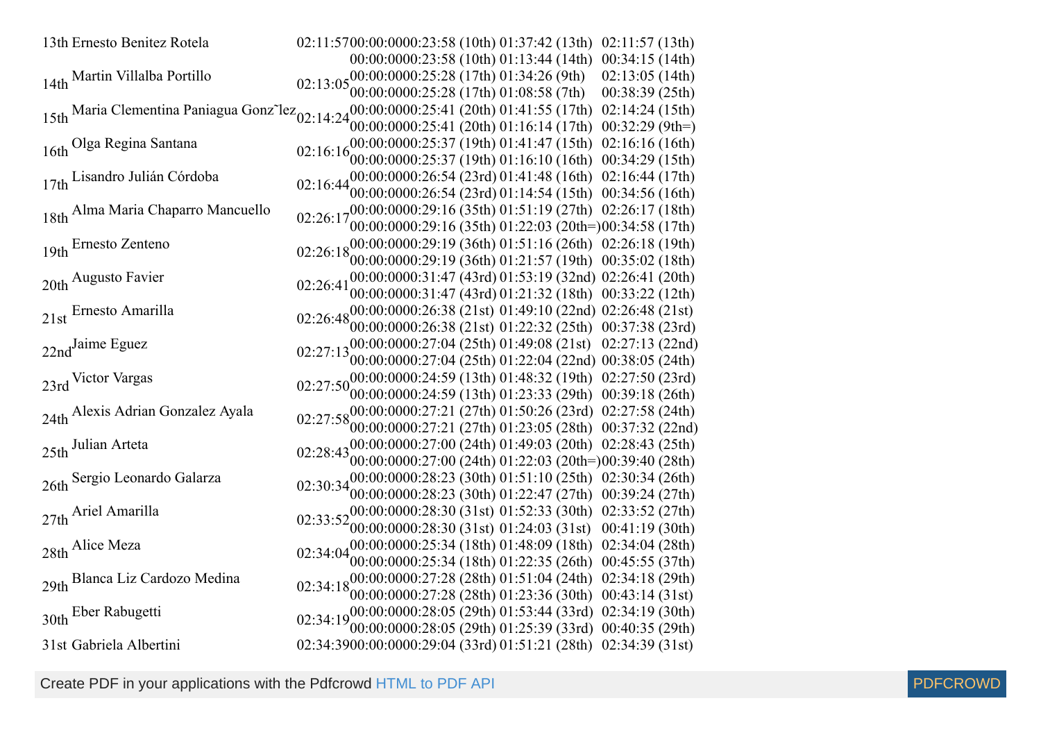| | | | | | |
|---|---|---|---|---|---|
| 13th | Ernesto Benitez Rotela | 02:11:57 | 00:00:0000:23:58 (10th) | 01:37:42 (13th) | 02:11:57 (13th) |
| | | | 00:00:0000:23:58 (10th) | 01:13:44 (14th) | 00:34:15 (14th) |
| 14th | Martin Villalba Portillo | 02:13:05 | 00:00:0000:25:28 (17th) | 01:34:26 (9th) | 02:13:05 (14th) |
| | | | 00:00:0000:25:28 (17th) | 01:08:58 (7th) | 00:38:39 (25th) |
| 15th | Maria Clementina Paniagua Gonz˜lez | 02:14:24 | 00:00:0000:25:41 (20th) | 01:41:55 (17th) | 02:14:24 (15th) |
| | | | 00:00:0000:25:41 (20th) | 01:16:14 (17th) | 00:32:29 (9th=) |
| 16th | Olga Regina Santana | 02:16:16 | 00:00:0000:25:37 (19th) | 01:41:47 (15th) | 02:16:16 (16th) |
| | | | 00:00:0000:25:37 (19th) | 01:16:10 (16th) | 00:34:29 (15th) |
| 17th | Lisandro Julián Córdoba | 02:16:44 | 00:00:0000:26:54 (23rd) | 01:41:48 (16th) | 02:16:44 (17th) |
| | | | 00:00:0000:26:54 (23rd) | 01:14:54 (15th) | 00:34:56 (16th) |
| 18th | Alma Maria Chaparro Mancuello | 02:26:17 | 00:00:0000:29:16 (35th) | 01:51:19 (27th) | 02:26:17 (18th) |
| | | | 00:00:0000:29:16 (35th) | 01:22:03 (20th=) | 00:34:58 (17th) |
| 19th | Ernesto Zenteno | 02:26:18 | 00:00:0000:29:19 (36th) | 01:51:16 (26th) | 02:26:18 (19th) |
| | | | 00:00:0000:29:19 (36th) | 01:21:57 (19th) | 00:35:02 (18th) |
| 20th | Augusto Favier | 02:26:41 | 00:00:0000:31:47 (43rd) | 01:53:19 (32nd) | 02:26:41 (20th) |
| | | | 00:00:0000:31:47 (43rd) | 01:21:32 (18th) | 00:33:22 (12th) |
| 21st | Ernesto Amarilla | 02:26:48 | 00:00:0000:26:38 (21st) | 01:49:10 (22nd) | 02:26:48 (21st) |
| | | | 00:00:0000:26:38 (21st) | 01:22:32 (25th) | 00:37:38 (23rd) |
| 22nd | Jaime Eguez | 02:27:13 | 00:00:0000:27:04 (25th) | 01:49:08 (21st) | 02:27:13 (22nd) |
| | | | 00:00:0000:27:04 (25th) | 01:22:04 (22nd) | 00:38:05 (24th) |
| 23rd | Victor Vargas | 02:27:50 | 00:00:0000:24:59 (13th) | 01:48:32 (19th) | 02:27:50 (23rd) |
| | | | 00:00:0000:24:59 (13th) | 01:23:33 (29th) | 00:39:18 (26th) |
| 24th | Alexis Adrian Gonzalez Ayala | 02:27:58 | 00:00:0000:27:21 (27th) | 01:50:26 (23rd) | 02:27:58 (24th) |
| | | | 00:00:0000:27:21 (27th) | 01:23:05 (28th) | 00:37:32 (22nd) |
| 25th | Julian Arteta | 02:28:43 | 00:00:0000:27:00 (24th) | 01:49:03 (20th) | 02:28:43 (25th) |
| | | | 00:00:0000:27:00 (24th) | 01:22:03 (20th=) | 00:39:40 (28th) |
| 26th | Sergio Leonardo Galarza | 02:30:34 | 00:00:0000:28:23 (30th) | 01:51:10 (25th) | 02:30:34 (26th) |
| | | | 00:00:0000:28:23 (30th) | 01:22:47 (27th) | 00:39:24 (27th) |
| 27th | Ariel Amarilla | 02:33:52 | 00:00:0000:28:30 (31st) | 01:52:33 (30th) | 02:33:52 (27th) |
| | | | 00:00:0000:28:30 (31st) | 01:24:03 (31st) | 00:41:19 (30th) |
| 28th | Alice Meza | 02:34:04 | 00:00:0000:25:34 (18th) | 01:48:09 (18th) | 02:34:04 (28th) |
| | | | 00:00:0000:25:34 (18th) | 01:22:35 (26th) | 00:45:55 (37th) |
| 29th | Blanca Liz Cardozo Medina | 02:34:18 | 00:00:0000:27:28 (28th) | 01:51:04 (24th) | 02:34:18 (29th) |
| | | | 00:00:0000:27:28 (28th) | 01:23:36 (30th) | 00:43:14 (31st) |
| 30th | Eber Rabugetti | 02:34:19 | 00:00:0000:28:05 (29th) | 01:53:44 (33rd) | 02:34:19 (30th) |
| | | | 00:00:0000:28:05 (29th) | 01:25:39 (33rd) | 00:40:35 (29th) |
| 31st | Gabriela Albertini | 02:34:39 | 00:00:0000:29:04 (33rd) | 01:51:21 (28th) | 02:34:39 (31st) |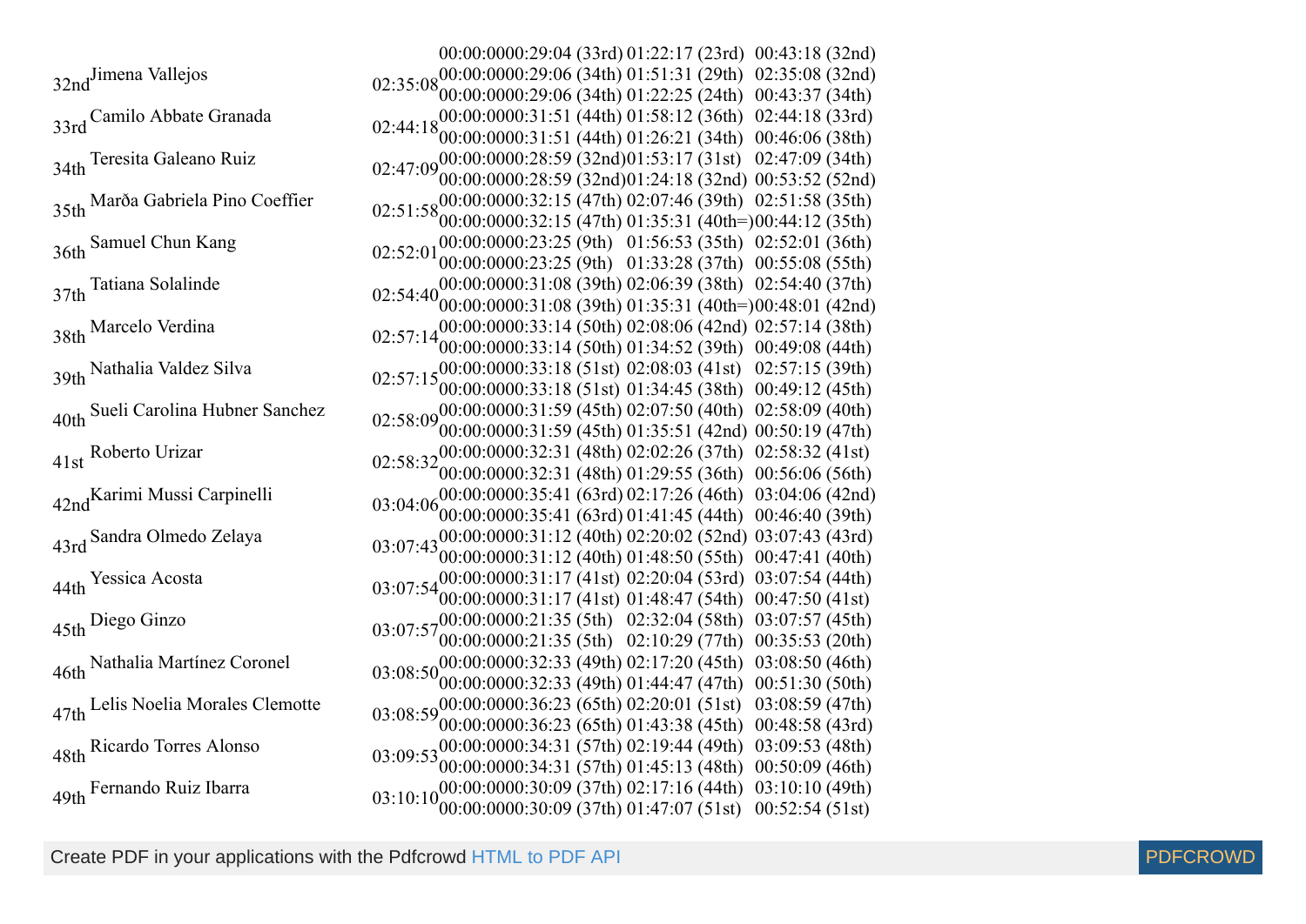| | | | | | |
|---|---|---|---|---|---|
| | | | 00:00:0000:29:04 (33rd) | 01:22:17 (23rd) | 00:43:18 (32nd) |
| 32nd | Jimena Vallejos | 02:35:08 | 00:00:0000:29:06 (34th) | 01:51:31 (29th) | 02:35:08 (32nd) |
| | | | 00:00:0000:29:06 (34th) | 01:22:25 (24th) | 00:43:37 (34th) |
| 33rd | Camilo Abbate Granada | 02:44:18 | 00:00:0000:31:51 (44th) | 01:58:12 (36th) | 02:44:18 (33rd) |
| | | | 00:00:0000:31:51 (44th) | 01:26:21 (34th) | 00:46:06 (38th) |
| 34th | Teresita Galeano Ruiz | 02:47:09 | 00:00:0000:28:59 (32nd) | 01:53:17 (31st) | 02:47:09 (34th) |
| | | | 00:00:0000:28:59 (32nd) | 01:24:18 (32nd) | 00:53:52 (52nd) |
| 35th | Marða Gabriela Pino Coeffier | 02:51:58 | 00:00:0000:32:15 (47th) | 02:07:46 (39th) | 02:51:58 (35th) |
| | | | 00:00:0000:32:15 (47th) | 01:35:31 (40th=) | 00:44:12 (35th) |
| 36th | Samuel Chun Kang | 02:52:01 | 00:00:0000:23:25 (9th) | 01:56:53 (35th) | 02:52:01 (36th) |
| | | | 00:00:0000:23:25 (9th) | 01:33:28 (37th) | 00:55:08 (55th) |
| 37th | Tatiana Solalinde | 02:54:40 | 00:00:0000:31:08 (39th) | 02:06:39 (38th) | 02:54:40 (37th) |
| | | | 00:00:0000:31:08 (39th) | 01:35:31 (40th=) | 00:48:01 (42nd) |
| 38th | Marcelo Verdina | 02:57:14 | 00:00:0000:33:14 (50th) | 02:08:06 (42nd) | 02:57:14 (38th) |
| | | | 00:00:0000:33:14 (50th) | 01:34:52 (39th) | 00:49:08 (44th) |
| 39th | Nathalia Valdez Silva | 02:57:15 | 00:00:0000:33:18 (51st) | 02:08:03 (41st) | 02:57:15 (39th) |
| | | | 00:00:0000:33:18 (51st) | 01:34:45 (38th) | 00:49:12 (45th) |
| 40th | Sueli Carolina Hubner Sanchez | 02:58:09 | 00:00:0000:31:59 (45th) | 02:07:50 (40th) | 02:58:09 (40th) |
| | | | 00:00:0000:31:59 (45th) | 01:35:51 (42nd) | 00:50:19 (47th) |
| 41st | Roberto Urizar | 02:58:32 | 00:00:0000:32:31 (48th) | 02:02:26 (37th) | 02:58:32 (41st) |
| | | | 00:00:0000:32:31 (48th) | 01:29:55 (36th) | 00:56:06 (56th) |
| 42nd | Karimi Mussi Carpinelli | 03:04:06 | 00:00:0000:35:41 (63rd) | 02:17:26 (46th) | 03:04:06 (42nd) |
| | | | 00:00:0000:35:41 (63rd) | 01:41:45 (44th) | 00:46:40 (39th) |
| 43rd | Sandra Olmedo Zelaya | 03:07:43 | 00:00:0000:31:12 (40th) | 02:20:02 (52nd) | 03:07:43 (43rd) |
| | | | 00:00:0000:31:12 (40th) | 01:48:50 (55th) | 00:47:41 (40th) |
| 44th | Yessica Acosta | 03:07:54 | 00:00:0000:31:17 (41st) | 02:20:04 (53rd) | 03:07:54 (44th) |
| | | | 00:00:0000:31:17 (41st) | 01:48:47 (54th) | 00:47:50 (41st) |
| 45th | Diego Ginzo | 03:07:57 | 00:00:0000:21:35 (5th) | 02:32:04 (58th) | 03:07:57 (45th) |
| | | | 00:00:0000:21:35 (5th) | 02:10:29 (77th) | 00:35:53 (20th) |
| 46th | Nathalia Martínez Coronel | 03:08:50 | 00:00:0000:32:33 (49th) | 02:17:20 (45th) | 03:08:50 (46th) |
| | | | 00:00:0000:32:33 (49th) | 01:44:47 (47th) | 00:51:30 (50th) |
| 47th | Lelis Noelia Morales Clemotte | 03:08:59 | 00:00:0000:36:23 (65th) | 02:20:01 (51st) | 03:08:59 (47th) |
| | | | 00:00:0000:36:23 (65th) | 01:43:38 (45th) | 00:48:58 (43rd) |
| 48th | Ricardo Torres Alonso | 03:09:53 | 00:00:0000:34:31 (57th) | 02:19:44 (49th) | 03:09:53 (48th) |
| | | | 00:00:0000:34:31 (57th) | 01:45:13 (48th) | 00:50:09 (46th) |
| 49th | Fernando Ruiz Ibarra | 03:10:10 | 00:00:0000:30:09 (37th) | 02:17:16 (44th) | 03:10:10 (49th) |
| | | | 00:00:0000:30:09 (37th) | 01:47:07 (51st) | 00:52:54 (51st) |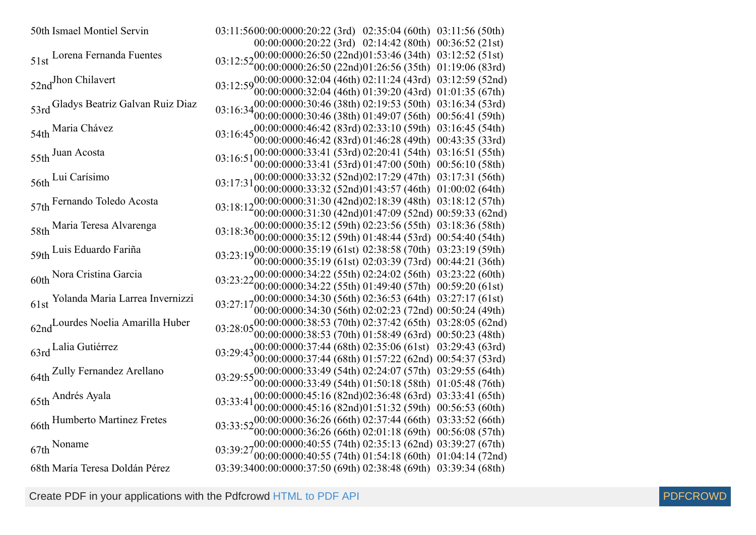| | | | | | |
|---|---|---|---|---|---|
| 50th | Ismael Montiel Servin | 03:11:56 | 00:00:0000:20:22 (3rd) | 02:35:04 (60th) | 03:11:56 (50th) |
| | | | 00:00:0000:20:22 (3rd) | 02:14:42 (80th) | 00:36:52 (21st) |
| 51st | Lorena Fernanda Fuentes | 03:12:52 | 00:00:0000:26:50 (22nd) | 01:53:46 (34th) | 03:12:52 (51st) |
| | | | 00:00:0000:26:50 (22nd) | 01:26:56 (35th) | 01:19:06 (83rd) |
| 52nd | Jhon Chilavert | 03:12:59 | 00:00:0000:32:04 (46th) | 02:11:24 (43rd) | 03:12:59 (52nd) |
| | | | 00:00:0000:32:04 (46th) | 01:39:20 (43rd) | 01:01:35 (67th) |
| 53rd | Gladys Beatriz Galvan Ruiz Diaz | 03:16:34 | 00:00:0000:30:46 (38th) | 02:19:53 (50th) | 03:16:34 (53rd) |
| | | | 00:00:0000:30:46 (38th) | 01:49:07 (56th) | 00:56:41 (59th) |
| 54th | Maria Chávez | 03:16:45 | 00:00:0000:46:42 (83rd) | 02:33:10 (59th) | 03:16:45 (54th) |
| | | | 00:00:0000:46:42 (83rd) | 01:46:28 (49th) | 00:43:35 (33rd) |
| 55th | Juan Acosta | 03:16:51 | 00:00:0000:33:41 (53rd) | 02:20:41 (54th) | 03:16:51 (55th) |
| | | | 00:00:0000:33:41 (53rd) | 01:47:00 (50th) | 00:56:10 (58th) |
| 56th | Lui Carísimo | 03:17:31 | 00:00:0000:33:32 (52nd) | 02:17:29 (47th) | 03:17:31 (56th) |
| | | | 00:00:0000:33:32 (52nd) | 01:43:57 (46th) | 01:00:02 (64th) |
| 57th | Fernando Toledo Acosta | 03:18:12 | 00:00:0000:31:30 (42nd) | 02:18:39 (48th) | 03:18:12 (57th) |
| | | | 00:00:0000:31:30 (42nd) | 01:47:09 (52nd) | 00:59:33 (62nd) |
| 58th | Maria Teresa Alvarenga | 03:18:36 | 00:00:0000:35:12 (59th) | 02:23:56 (55th) | 03:18:36 (58th) |
| | | | 00:00:0000:35:12 (59th) | 01:48:44 (53rd) | 00:54:40 (54th) |
| 59th | Luis Eduardo Fariña | 03:23:19 | 00:00:0000:35:19 (61st) | 02:38:58 (70th) | 03:23:19 (59th) |
| | | | 00:00:0000:35:19 (61st) | 02:03:39 (73rd) | 00:44:21 (36th) |
| 60th | Nora Cristina Garcia | 03:23:22 | 00:00:0000:34:22 (55th) | 02:24:02 (56th) | 03:23:22 (60th) |
| | | | 00:00:0000:34:22 (55th) | 01:49:40 (57th) | 00:59:20 (61st) |
| 61st | Yolanda Maria Larrea Invernizzi | 03:27:17 | 00:00:0000:34:30 (56th) | 02:36:53 (64th) | 03:27:17 (61st) |
| | | | 00:00:0000:34:30 (56th) | 02:02:23 (72nd) | 00:50:24 (49th) |
| 62nd | Lourdes Noelia Amarilla Huber | 03:28:05 | 00:00:0000:38:53 (70th) | 02:37:42 (65th) | 03:28:05 (62nd) |
| | | | 00:00:0000:38:53 (70th) | 01:58:49 (63rd) | 00:50:23 (48th) |
| 63rd | Lalia Gutiérrez | 03:29:43 | 00:00:0000:37:44 (68th) | 02:35:06 (61st) | 03:29:43 (63rd) |
| | | | 00:00:0000:37:44 (68th) | 01:57:22 (62nd) | 00:54:37 (53rd) |
| 64th | Zully Fernandez Arellano | 03:29:55 | 00:00:0000:33:49 (54th) | 02:24:07 (57th) | 03:29:55 (64th) |
| | | | 00:00:0000:33:49 (54th) | 01:50:18 (58th) | 01:05:48 (76th) |
| 65th | Andrés Ayala | 03:33:41 | 00:00:0000:45:16 (82nd) | 02:36:48 (63rd) | 03:33:41 (65th) |
| | | | 00:00:0000:45:16 (82nd) | 01:51:32 (59th) | 00:56:53 (60th) |
| 66th | Humberto Martinez Fretes | 03:33:52 | 00:00:0000:36:26 (66th) | 02:37:44 (66th) | 03:33:52 (66th) |
| | | | 00:00:0000:36:26 (66th) | 02:01:18 (69th) | 00:56:08 (57th) |
| 67th | Noname | 03:39:27 | 00:00:0000:40:55 (74th) | 02:35:13 (62nd) | 03:39:27 (67th) |
| | | | 00:00:0000:40:55 (74th) | 01:54:18 (60th) | 01:04:14 (72nd) |
| 68th | María Teresa Doldán Pérez | 03:39:34 | 00:00:0000:37:50 (69th) | 02:38:48 (69th) | 03:39:34 (68th) |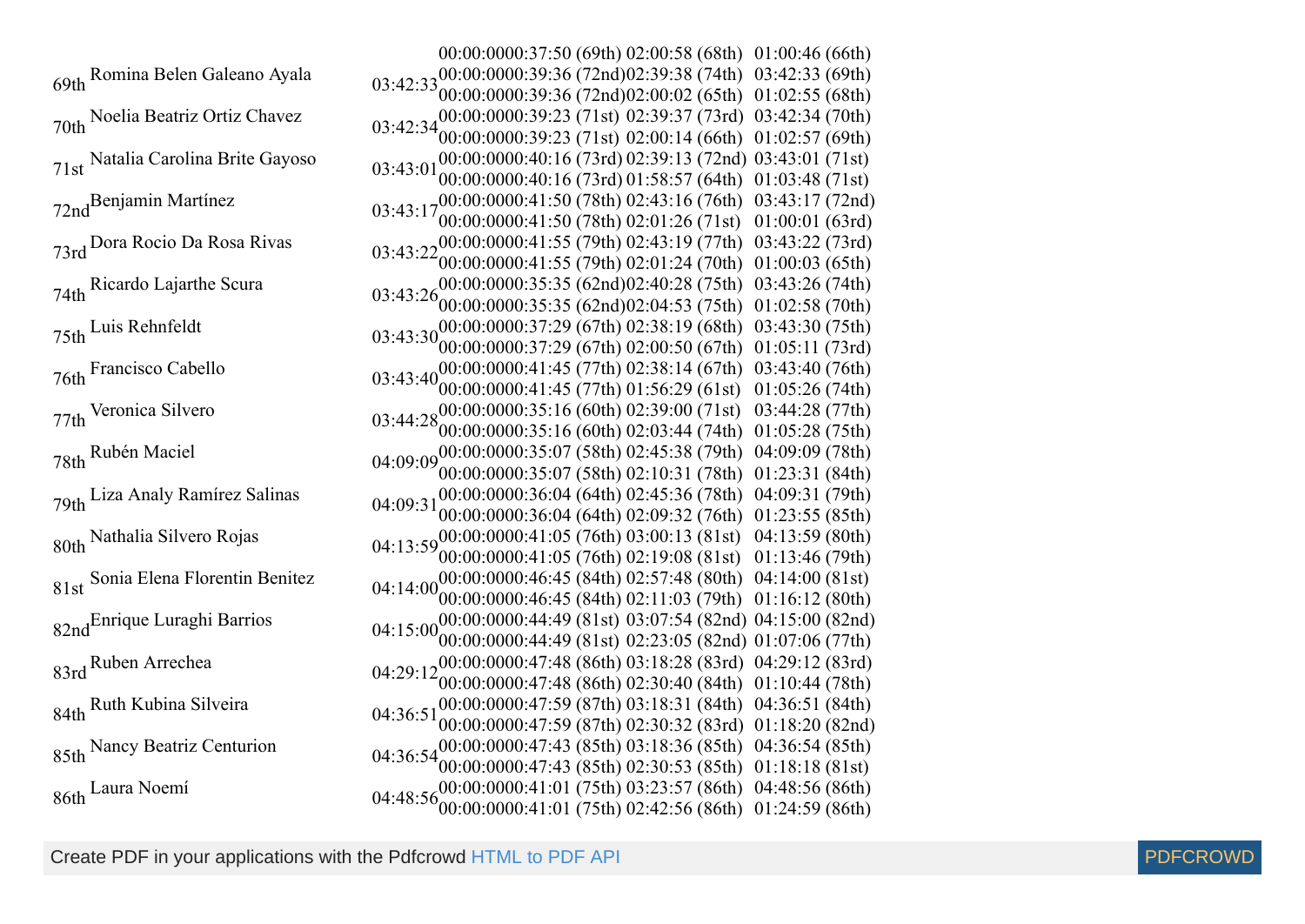| | | | | | |
|---|---|---|---|---|---|
| | | | 00:00:0000:37:50 (69th) | 02:00:58 (68th) | 01:00:46 (66th) |
| 69th | Romina Belen Galeano Ayala | 03:42:33 | 00:00:0000:39:36 (72nd) | 02:39:38 (74th) | 03:42:33 (69th) |
| | | | 00:00:0000:39:36 (72nd) | 02:00:02 (65th) | 01:02:55 (68th) |
| 70th | Noelia Beatriz Ortiz Chavez | 03:42:34 | 00:00:0000:39:23 (71st) | 02:39:37 (73rd) | 03:42:34 (70th) |
| | | | 00:00:0000:39:23 (71st) | 02:00:14 (66th) | 01:02:57 (69th) |
| 71st | Natalia Carolina Brite Gayoso | 03:43:01 | 00:00:0000:40:16 (73rd) | 02:39:13 (72nd) | 03:43:01 (71st) |
| | | | 00:00:0000:40:16 (73rd) | 01:58:57 (64th) | 01:03:48 (71st) |
| 72nd | Benjamin Martínez | 03:43:17 | 00:00:0000:41:50 (78th) | 02:43:16 (76th) | 03:43:17 (72nd) |
| | | | 00:00:0000:41:50 (78th) | 02:01:26 (71st) | 01:00:01 (63rd) |
| 73rd | Dora Rocio Da Rosa Rivas | 03:43:22 | 00:00:0000:41:55 (79th) | 02:43:19 (77th) | 03:43:22 (73rd) |
| | | | 00:00:0000:41:55 (79th) | 02:01:24 (70th) | 01:00:03 (65th) |
| 74th | Ricardo Lajarthe Scura | 03:43:26 | 00:00:0000:35:35 (62nd) | 02:40:28 (75th) | 03:43:26 (74th) |
| | | | 00:00:0000:35:35 (62nd) | 02:04:53 (75th) | 01:02:58 (70th) |
| 75th | Luis Rehnfeldt | 03:43:30 | 00:00:0000:37:29 (67th) | 02:38:19 (68th) | 03:43:30 (75th) |
| | | | 00:00:0000:37:29 (67th) | 02:00:50 (67th) | 01:05:11 (73rd) |
| 76th | Francisco Cabello | 03:43:40 | 00:00:0000:41:45 (77th) | 02:38:14 (67th) | 03:43:40 (76th) |
| | | | 00:00:0000:41:45 (77th) | 01:56:29 (61st) | 01:05:26 (74th) |
| 77th | Veronica Silvero | 03:44:28 | 00:00:0000:35:16 (60th) | 02:39:00 (71st) | 03:44:28 (77th) |
| | | | 00:00:0000:35:16 (60th) | 02:03:44 (74th) | 01:05:28 (75th) |
| 78th | Rubén Maciel | 04:09:09 | 00:00:0000:35:07 (58th) | 02:45:38 (79th) | 04:09:09 (78th) |
| | | | 00:00:0000:35:07 (58th) | 02:10:31 (78th) | 01:23:31 (84th) |
| 79th | Liza Analy Ramírez Salinas | 04:09:31 | 00:00:0000:36:04 (64th) | 02:45:36 (78th) | 04:09:31 (79th) |
| | | | 00:00:0000:36:04 (64th) | 02:09:32 (76th) | 01:23:55 (85th) |
| 80th | Nathalia Silvero Rojas | 04:13:59 | 00:00:0000:41:05 (76th) | 03:00:13 (81st) | 04:13:59 (80th) |
| | | | 00:00:0000:41:05 (76th) | 02:19:08 (81st) | 01:13:46 (79th) |
| 81st | Sonia Elena Florentin Benitez | 04:14:00 | 00:00:0000:46:45 (84th) | 02:57:48 (80th) | 04:14:00 (81st) |
| | | | 00:00:0000:46:45 (84th) | 02:11:03 (79th) | 01:16:12 (80th) |
| 82nd | Enrique Luraghi Barrios | 04:15:00 | 00:00:0000:44:49 (81st) | 03:07:54 (82nd) | 04:15:00 (82nd) |
| | | | 00:00:0000:44:49 (81st) | 02:23:05 (82nd) | 01:07:06 (77th) |
| 83rd | Ruben Arrechea | 04:29:12 | 00:00:0000:47:48 (86th) | 03:18:28 (83rd) | 04:29:12 (83rd) |
| | | | 00:00:0000:47:48 (86th) | 02:30:40 (84th) | 01:10:44 (78th) |
| 84th | Ruth Kubina Silveira | 04:36:51 | 00:00:0000:47:59 (87th) | 03:18:31 (84th) | 04:36:51 (84th) |
| | | | 00:00:0000:47:59 (87th) | 02:30:32 (83rd) | 01:18:20 (82nd) |
| 85th | Nancy Beatriz Centurion | 04:36:54 | 00:00:0000:47:43 (85th) | 03:18:36 (85th) | 04:36:54 (85th) |
| | | | 00:00:0000:47:43 (85th) | 02:30:53 (85th) | 01:18:18 (81st) |
| 86th | Laura Noemí | 04:48:56 | 00:00:0000:41:01 (75th) | 03:23:57 (86th) | 04:48:56 (86th) |
| | | | 00:00:0000:41:01 (75th) | 02:42:56 (86th) | 01:24:59 (86th) |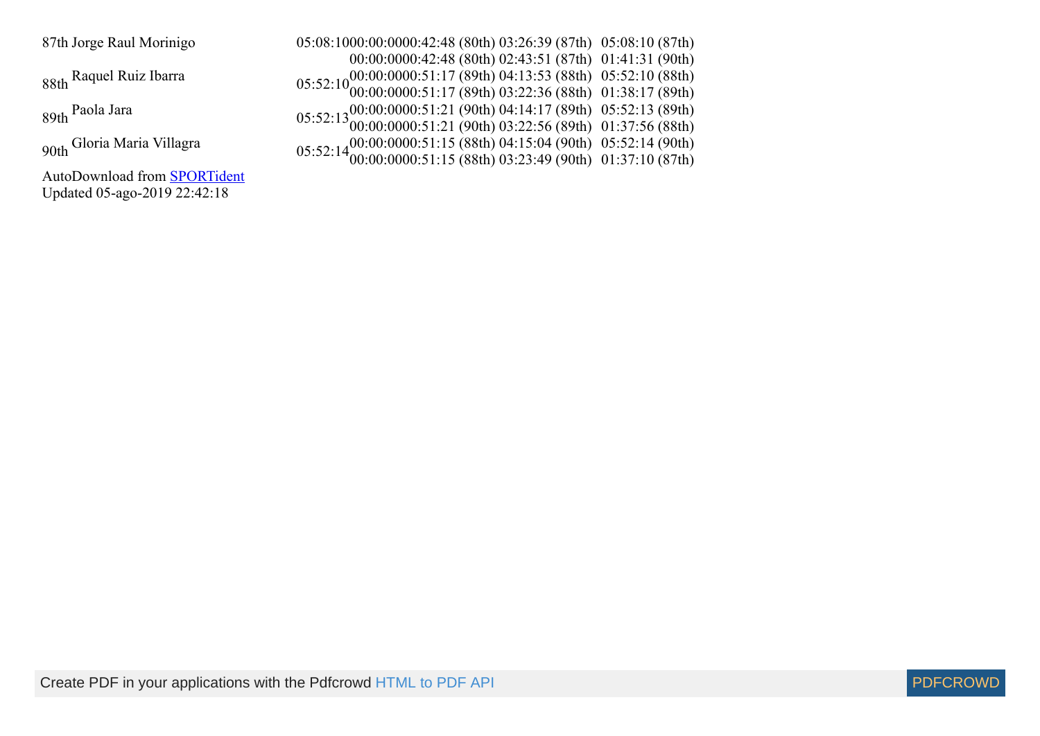| | | | | | | |
|---|---|---|---|---|---|---|
| 87th | Jorge Raul Morinigo | 05:08:10 | 00:00:00 | 00:42:48 (80th) | 03:26:39 (87th) | 05:08:10 (87th) |
| | | | 00:00:00 | 00:42:48 (80th) | 02:43:51 (87th) | 01:41:31 (90th) |
| 88th | Raquel Ruiz Ibarra | 05:52:10 | 00:00:00 | 00:51:17 (89th) | 04:13:53 (88th) | 05:52:10 (88th) |
| | | | 00:00:00 | 00:51:17 (89th) | 03:22:36 (88th) | 01:38:17 (89th) |
| 89th | Paola Jara | 05:52:13 | 00:00:00 | 00:51:21 (90th) | 04:14:17 (89th) | 05:52:13 (89th) |
| | | | 00:00:00 | 00:51:21 (90th) | 03:22:56 (89th) | 01:37:56 (88th) |
| 90th | Gloria Maria Villagra | 05:52:14 | 00:00:00 | 00:51:15 (88th) | 04:15:04 (90th) | 05:52:14 (90th) |
| | | | 00:00:00 | 00:51:15 (88th) | 03:23:49 (90th) | 01:37:10 (87th) |

AutoDownload from SPORTident
Updated 05-ago-2019 22:42:18